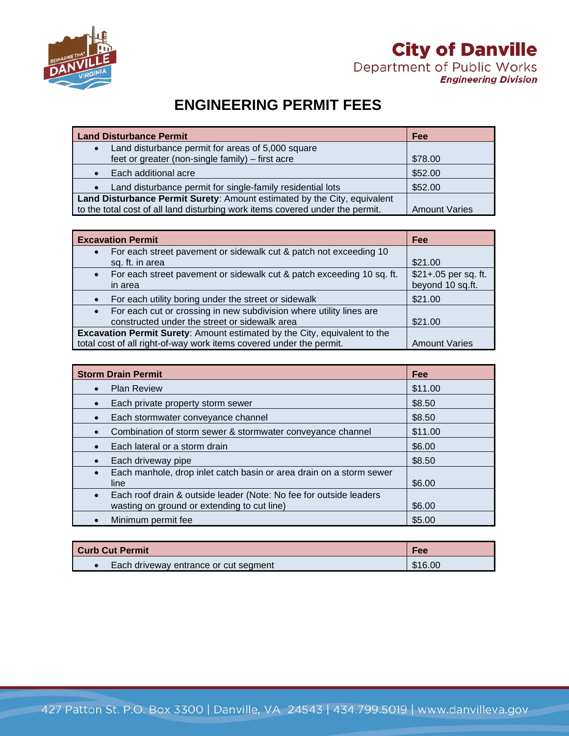**City of Danville**
Department of Public Works
*Engineering Division*

# ENGINEERING PERMIT FEES

| Land Disturbance Permit | Fee |
|---|---|
| • Land disturbance permit for areas of 5,000 square feet or greater (non-single family) – first acre | $78.00 |
| • Each additional acre | $52.00 |
| • Land disturbance permit for single-family residential lots | $52.00 |
| **Land Disturbance Permit Surety**: Amount estimated by the City, equivalent to the total cost of all land disturbing work items covered under the permit. | Amount Varies |

| Excavation Permit | Fee |
|---|---|
| • For each street pavement or sidewalk cut & patch not exceeding 10 sq. ft. in area | $21.00 |
| • For each street pavement or sidewalk cut & patch exceeding 10 sq. ft. in area | $21+.05 per sq. ft. beyond 10 sq.ft. |
| • For each utility boring under the street or sidewalk | $21.00 |
| • For each cut or crossing in new subdivision where utility lines are constructed under the street or sidewalk area | $21.00 |
| **Excavation Permit Surety**: Amount estimated by the City, equivalent to the total cost of all right-of-way work items covered under the permit. | Amount Varies |

| Storm Drain Permit | Fee |
|---|---|
| • Plan Review | $11.00 |
| • Each private property storm sewer | $8.50 |
| • Each stormwater conveyance channel | $8.50 |
| • Combination of storm sewer & stormwater conveyance channel | $11.00 |
| • Each lateral or a storm drain | $6.00 |
| • Each driveway pipe | $8.50 |
| • Each manhole, drop inlet catch basin or area drain on a storm sewer line | $6.00 |
| • Each roof drain & outside leader (Note: No fee for outside leaders wasting on ground or extending to cut line) | $6.00 |
| • Minimum permit fee | $5.00 |

| Curb Cut Permit | Fee |
|---|---|
| • Each driveway entrance or cut segment | $16.00 |

427 Patton St. P.O. Box 3300 | Danville, VA 24543 | 434.799.5019 | www.danvilleva.gov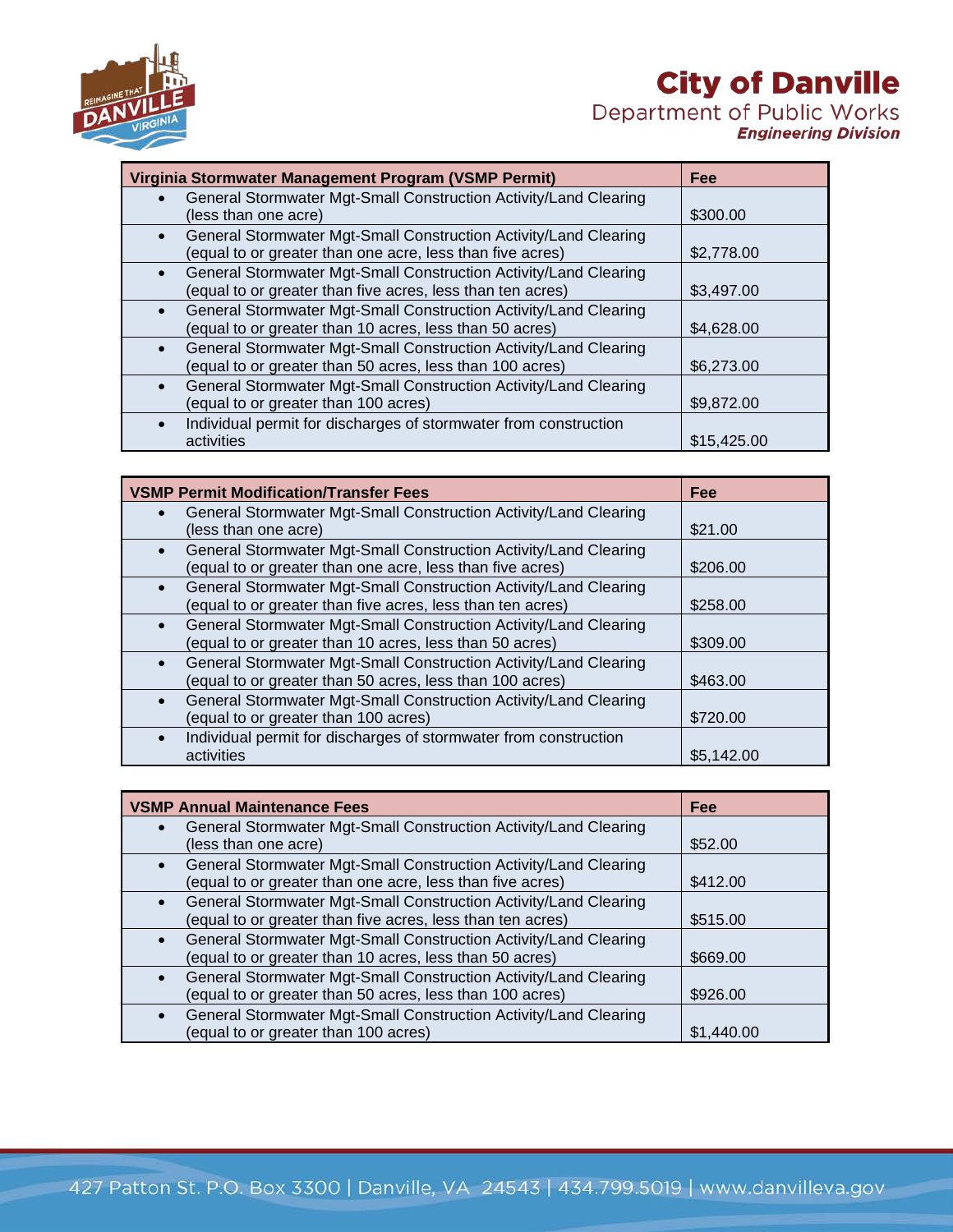# City of Danville

Department of Public Works

***Engineering Division***

| Virginia Stormwater Management Program (VSMP Permit) | Fee |
|---|---|
| • General Stormwater Mgt-Small Construction Activity/Land Clearing (less than one acre) | $300.00 |
| • General Stormwater Mgt-Small Construction Activity/Land Clearing (equal to or greater than one acre, less than five acres) | $2,778.00 |
| • General Stormwater Mgt-Small Construction Activity/Land Clearing (equal to or greater than five acres, less than ten acres) | $3,497.00 |
| • General Stormwater Mgt-Small Construction Activity/Land Clearing (equal to or greater than 10 acres, less than 50 acres) | $4,628.00 |
| • General Stormwater Mgt-Small Construction Activity/Land Clearing (equal to or greater than 50 acres, less than 100 acres) | $6,273.00 |
| • General Stormwater Mgt-Small Construction Activity/Land Clearing (equal to or greater than 100 acres) | $9,872.00 |
| • Individual permit for discharges of stormwater from construction activities | $15,425.00 |

| VSMP Permit Modification/Transfer Fees | Fee |
|---|---|
| • General Stormwater Mgt-Small Construction Activity/Land Clearing (less than one acre) | $21.00 |
| • General Stormwater Mgt-Small Construction Activity/Land Clearing (equal to or greater than one acre, less than five acres) | $206.00 |
| • General Stormwater Mgt-Small Construction Activity/Land Clearing (equal to or greater than five acres, less than ten acres) | $258.00 |
| • General Stormwater Mgt-Small Construction Activity/Land Clearing (equal to or greater than 10 acres, less than 50 acres) | $309.00 |
| • General Stormwater Mgt-Small Construction Activity/Land Clearing (equal to or greater than 50 acres, less than 100 acres) | $463.00 |
| • General Stormwater Mgt-Small Construction Activity/Land Clearing (equal to or greater than 100 acres) | $720.00 |
| • Individual permit for discharges of stormwater from construction activities | $5,142.00 |

| VSMP Annual Maintenance Fees | Fee |
|---|---|
| • General Stormwater Mgt-Small Construction Activity/Land Clearing (less than one acre) | $52.00 |
| • General Stormwater Mgt-Small Construction Activity/Land Clearing (equal to or greater than one acre, less than five acres) | $412.00 |
| • General Stormwater Mgt-Small Construction Activity/Land Clearing (equal to or greater than five acres, less than ten acres) | $515.00 |
| • General Stormwater Mgt-Small Construction Activity/Land Clearing (equal to or greater than 10 acres, less than 50 acres) | $669.00 |
| • General Stormwater Mgt-Small Construction Activity/Land Clearing (equal to or greater than 50 acres, less than 100 acres) | $926.00 |
| • General Stormwater Mgt-Small Construction Activity/Land Clearing (equal to or greater than 100 acres) | $1,440.00 |

427 Patton St. P.O. Box 3300 | Danville, VA 24543 | 434.799.5019 | www.danvilleva.gov